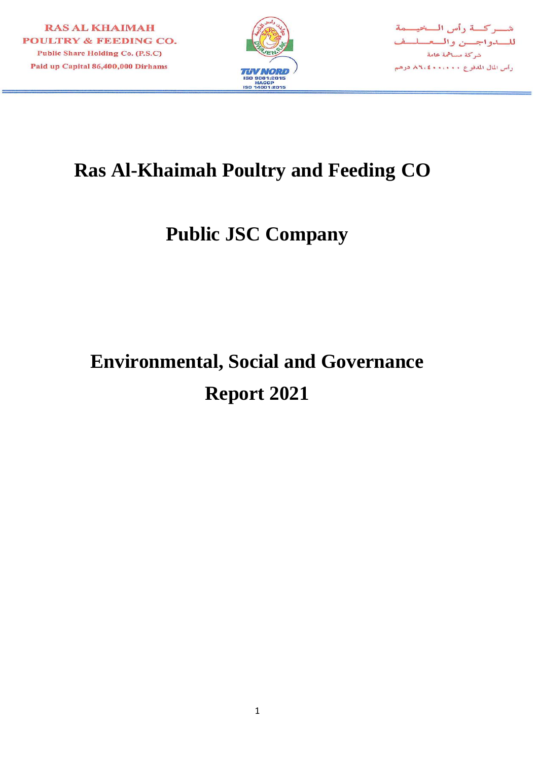RAS AL KHAIMAH
POULTRY & FEEDING CO.
Public Share Holding Co. (P.S.C)
Paid up Capital 86,400,000 Dirhams

شركة رأس الخيمة
للدواجن والعلف
شركة مساهمة عامة
رأس المال المدفوع ٨٦،٤٠٠،٠٠٠ درهم

TÜV NORD
ISO 9001:2015
HACCP
ISO 14001:2015

# Ras Al-Khaimah Poultry and Feeding CO

# Public JSC Company

# Environmental, Social and Governance Report 2021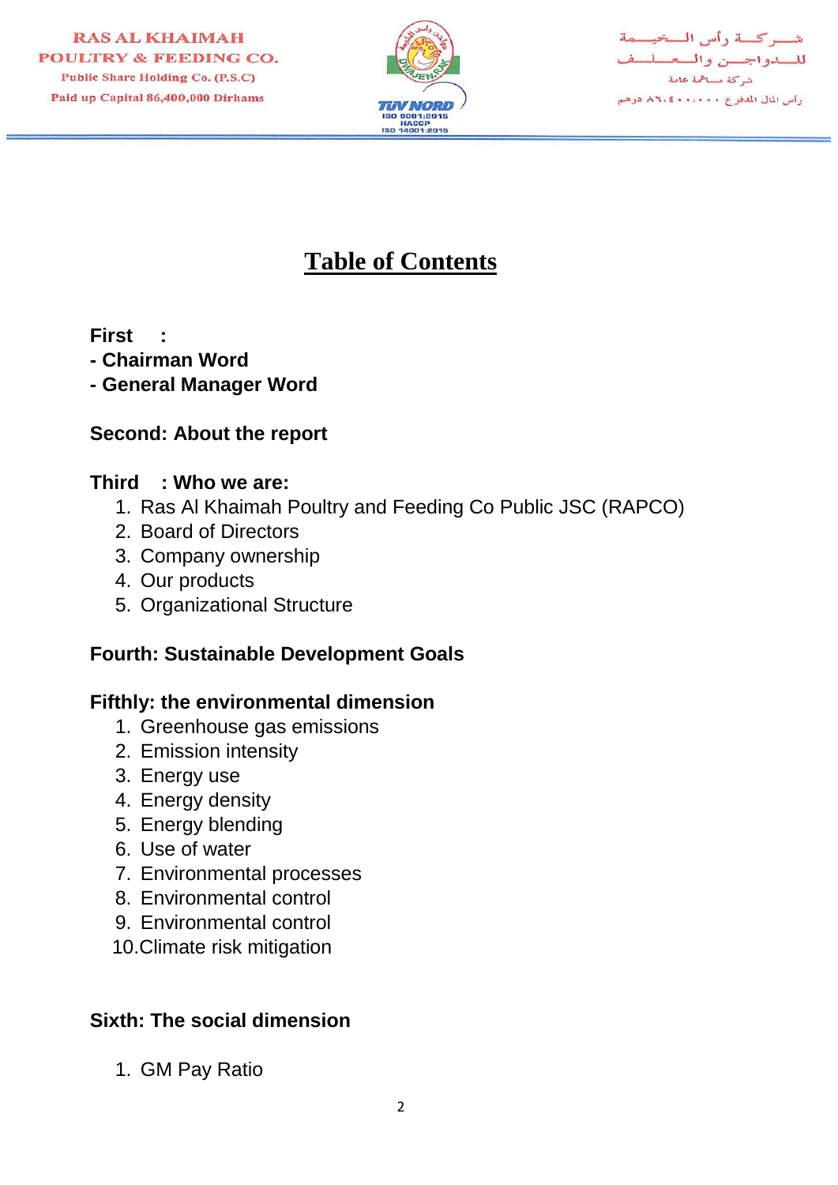# Table of Contents

**First :**

**- Chairman Word**

**- General Manager Word**

**Second: About the report**

**Third : Who we are:**

1. Ras Al Khaimah Poultry and Feeding Co Public JSC (RAPCO)
2. Board of Directors
3. Company ownership
4. Our products
5. Organizational Structure

**Fourth: Sustainable Development Goals**

**Fifthly: the environmental dimension**

1. Greenhouse gas emissions
2. Emission intensity
3. Energy use
4. Energy density
5. Energy blending
6. Use of water
7. Environmental processes
8. Environmental control
9. Environmental control
10. Climate risk mitigation

**Sixth: The social dimension**

1. GM Pay Ratio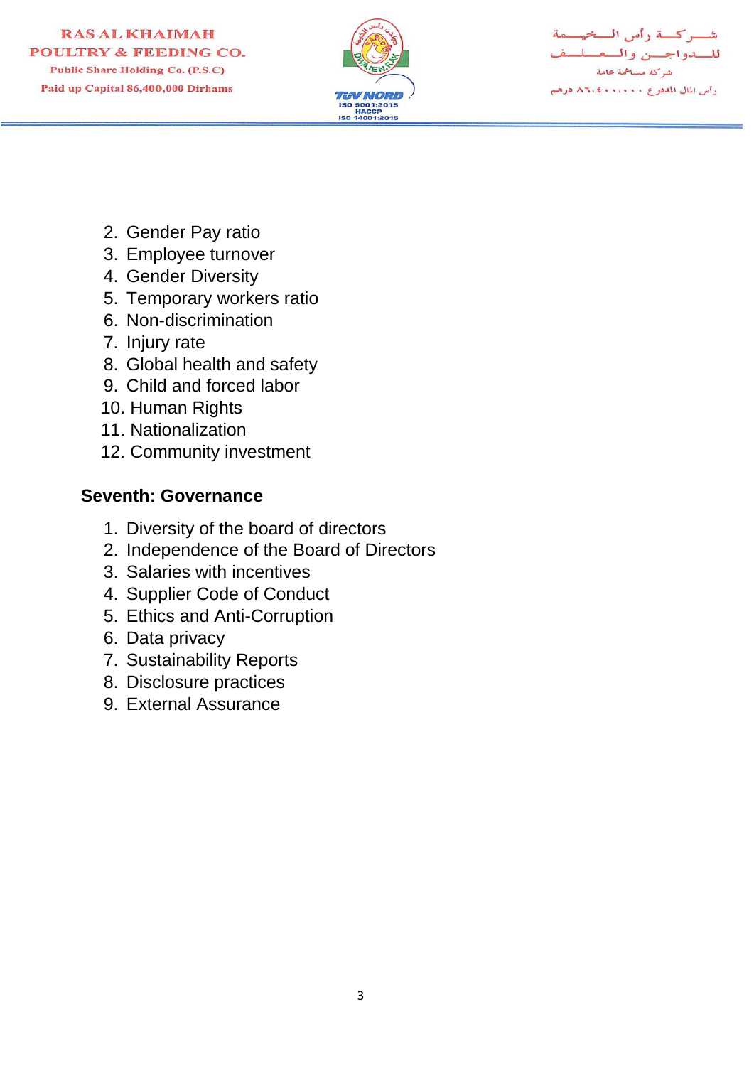2. Gender Pay ratio
3. Employee turnover
4. Gender Diversity
5. Temporary workers ratio
6. Non-discrimination
7. Injury rate
8. Global health and safety
9. Child and forced labor
10. Human Rights
11. Nationalization
12. Community investment

### Seventh: Governance

1. Diversity of the board of directors
2. Independence of the Board of Directors
3. Salaries with incentives
4. Supplier Code of Conduct
5. Ethics and Anti-Corruption
6. Data privacy
7. Sustainability Reports
8. Disclosure practices
9. External Assurance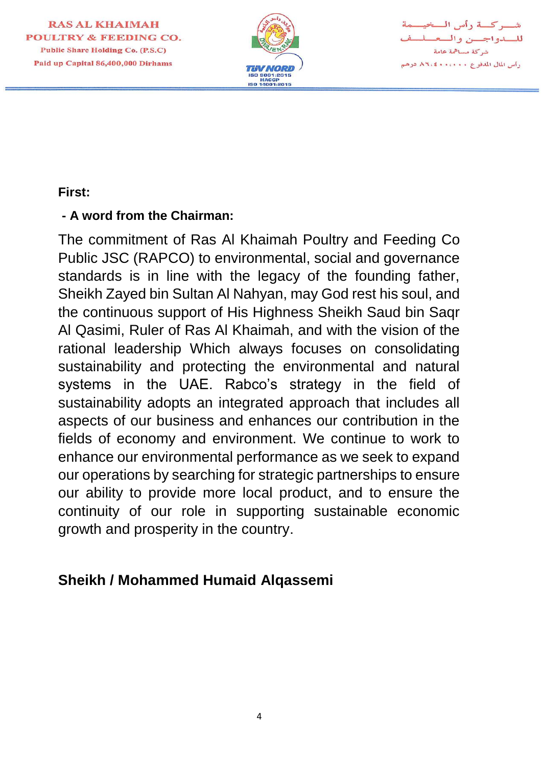**First:**

**- A word from the Chairman:**

The commitment of Ras Al Khaimah Poultry and Feeding Co Public JSC (RAPCO) to environmental, social and governance standards is in line with the legacy of the founding father, Sheikh Zayed bin Sultan Al Nahyan, may God rest his soul, and the continuous support of His Highness Sheikh Saud bin Saqr Al Qasimi, Ruler of Ras Al Khaimah, and with the vision of the rational leadership Which always focuses on consolidating sustainability and protecting the environmental and natural systems in the UAE. Rabco's strategy in the field of sustainability adopts an integrated approach that includes all aspects of our business and enhances our contribution in the fields of economy and environment. We continue to work to enhance our environmental performance as we seek to expand our operations by searching for strategic partnerships to ensure our ability to provide more local product, and to ensure the continuity of our role in supporting sustainable economic growth and prosperity in the country.

**Sheikh / Mohammed Humaid Alqassemi**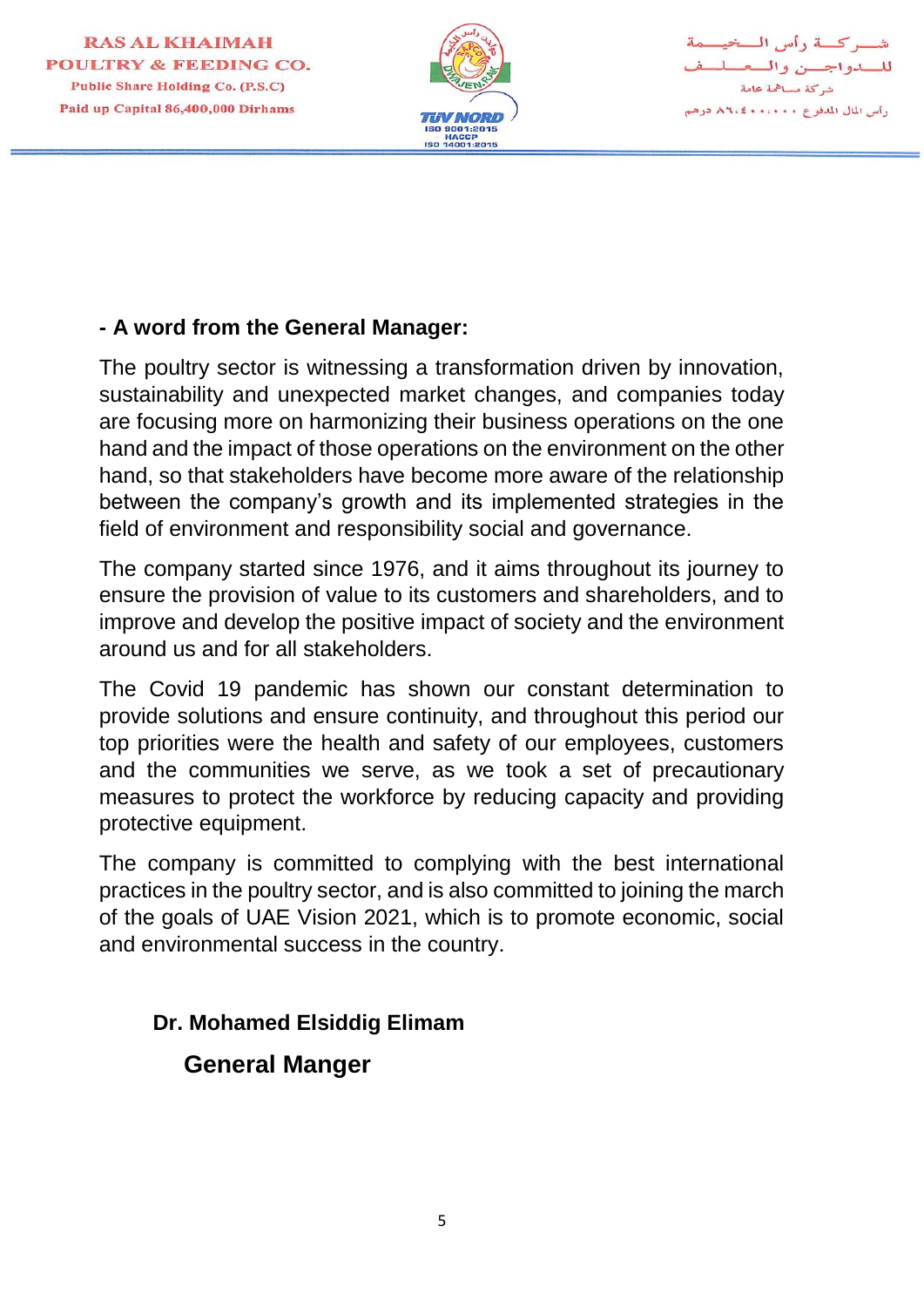**- A word from the General Manager:**

The poultry sector is witnessing a transformation driven by innovation, sustainability and unexpected market changes, and companies today are focusing more on harmonizing their business operations on the one hand and the impact of those operations on the environment on the other hand, so that stakeholders have become more aware of the relationship between the company's growth and its implemented strategies in the field of environment and responsibility social and governance.

The company started since 1976, and it aims throughout its journey to ensure the provision of value to its customers and shareholders, and to improve and develop the positive impact of society and the environment around us and for all stakeholders.

The Covid 19 pandemic has shown our constant determination to provide solutions and ensure continuity, and throughout this period our top priorities were the health and safety of our employees, customers and the communities we serve, as we took a set of precautionary measures to protect the workforce by reducing capacity and providing protective equipment.

The company is committed to complying with the best international practices in the poultry sector, and is also committed to joining the march of the goals of UAE Vision 2021, which is to promote economic, social and environmental success in the country.

**Dr. Mohamed Elsiddig Elimam**

**General Manger**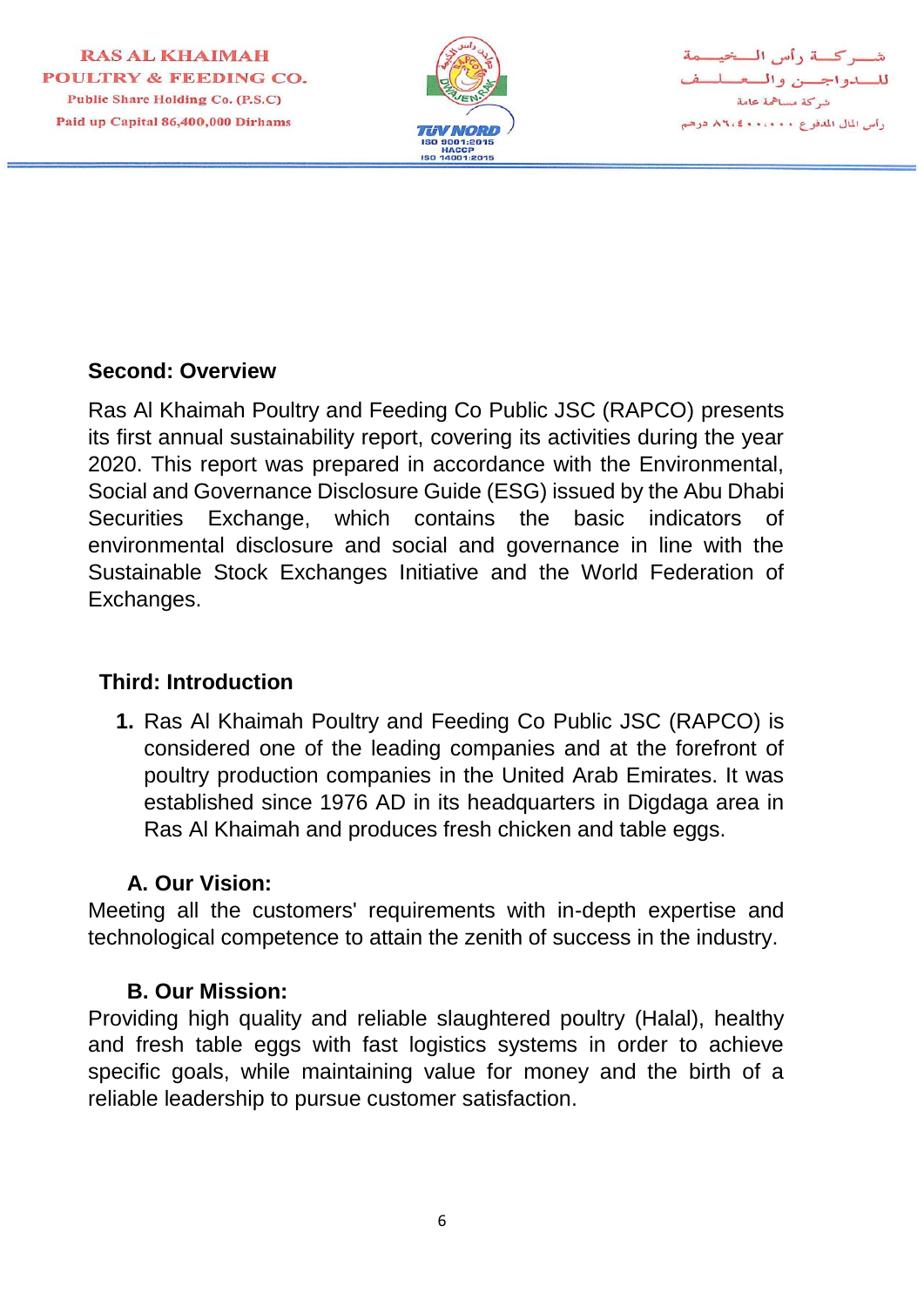## Second: Overview

Ras Al Khaimah Poultry and Feeding Co Public JSC (RAPCO) presents its first annual sustainability report, covering its activities during the year 2020. This report was prepared in accordance with the Environmental, Social and Governance Disclosure Guide (ESG) issued by the Abu Dhabi Securities Exchange, which contains the basic indicators of environmental disclosure and social and governance in line with the Sustainable Stock Exchanges Initiative and the World Federation of Exchanges.

## Third: Introduction

1. Ras Al Khaimah Poultry and Feeding Co Public JSC (RAPCO) is considered one of the leading companies and at the forefront of poultry production companies in the United Arab Emirates. It was established since 1976 AD in its headquarters in Digdaga area in Ras Al Khaimah and produces fresh chicken and table eggs.

### A. Our Vision:

Meeting all the customers' requirements with in-depth expertise and technological competence to attain the zenith of success in the industry.

### B. Our Mission:

Providing high quality and reliable slaughtered poultry (Halal), healthy and fresh table eggs with fast logistics systems in order to achieve specific goals, while maintaining value for money and the birth of a reliable leadership to pursue customer satisfaction.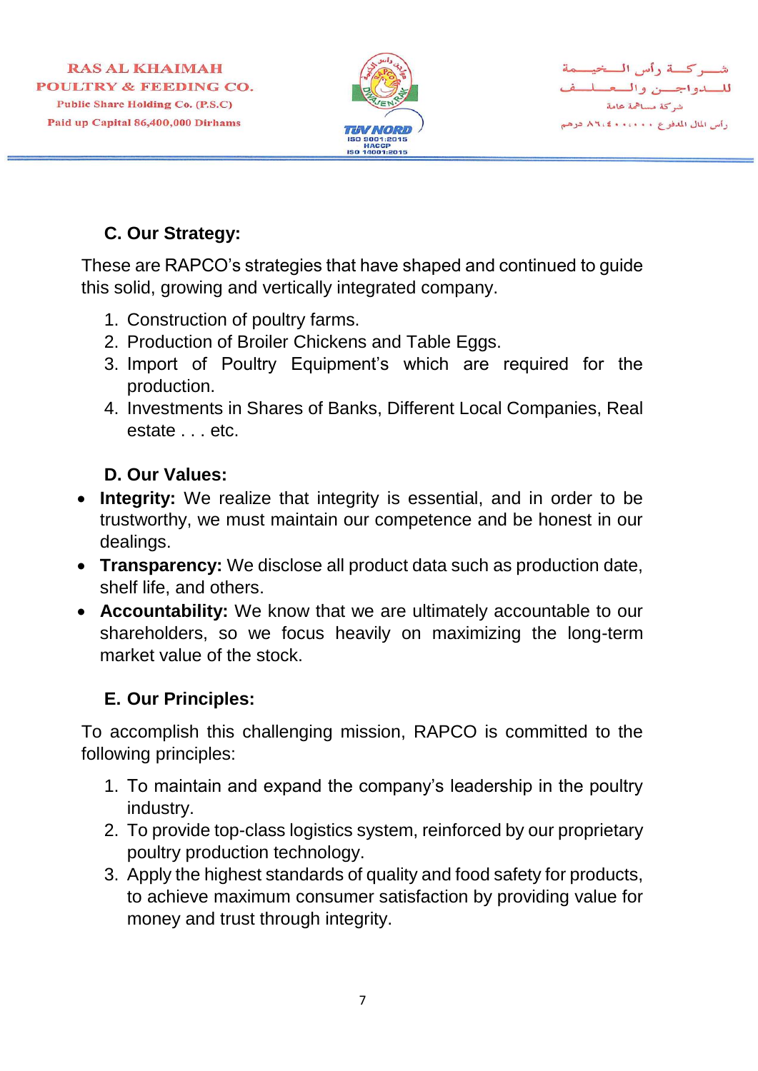### C. Our Strategy:

These are RAPCO's strategies that have shaped and continued to guide this solid, growing and vertically integrated company.

1. Construction of poultry farms.
2. Production of Broiler Chickens and Table Eggs.
3. Import of Poultry Equipment's which are required for the production.
4. Investments in Shares of Banks, Different Local Companies, Real estate . . . etc.

### D. Our Values:

- **Integrity:** We realize that integrity is essential, and in order to be trustworthy, we must maintain our competence and be honest in our dealings.
- **Transparency:** We disclose all product data such as production date, shelf life, and others.
- **Accountability:** We know that we are ultimately accountable to our shareholders, so we focus heavily on maximizing the long-term market value of the stock.

### E. Our Principles:

To accomplish this challenging mission, RAPCO is committed to the following principles:

1. To maintain and expand the company's leadership in the poultry industry.
2. To provide top-class logistics system, reinforced by our proprietary poultry production technology.
3. Apply the highest standards of quality and food safety for products, to achieve maximum consumer satisfaction by providing value for money and trust through integrity.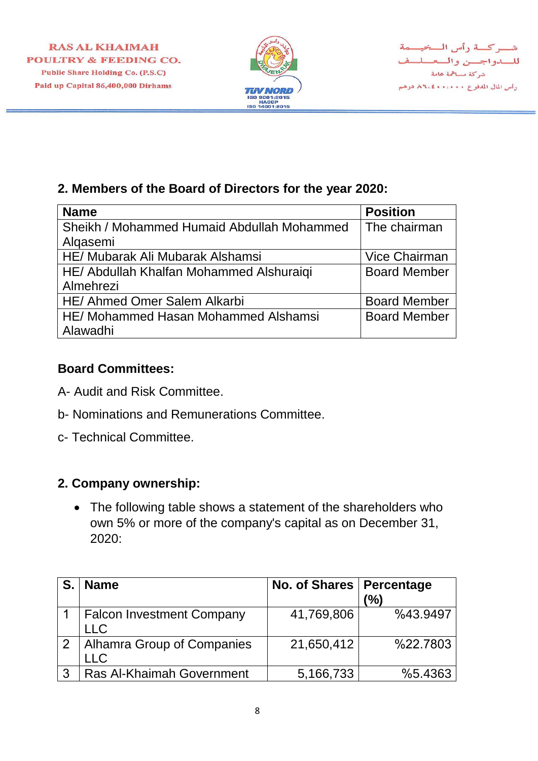## 2. Members of the Board of Directors for the year 2020:

| Name | Position |
|---|---|
| Sheikh / Mohammed Humaid Abdullah Mohammed Alqasemi | The chairman |
| HE/ Mubarak Ali Mubarak Alshamsi | Vice Chairman |
| HE/ Abdullah Khalfan Mohammed Alshuraiqi Almehrezi | Board Member |
| HE/ Ahmed Omer Salem Alkarbi | Board Member |
| HE/ Mohammed Hasan Mohammed Alshamsi Alawadhi | Board Member |

**Board Committees:**

A- Audit and Risk Committee.

b- Nominations and Remunerations Committee.

c- Technical Committee.

## 2. Company ownership:

- The following table shows a statement of the shareholders who own 5% or more of the company's capital as on December 31, 2020:

| S. | Name | No. of Shares | Percentage (%) |
|---|---|---|---|
| 1 | Falcon Investment Company LLC | 41,769,806 | %43.9497 |
| 2 | Alhamra Group of Companies LLC | 21,650,412 | %22.7803 |
| 3 | Ras Al-Khaimah Government | 5,166,733 | %5.4363 |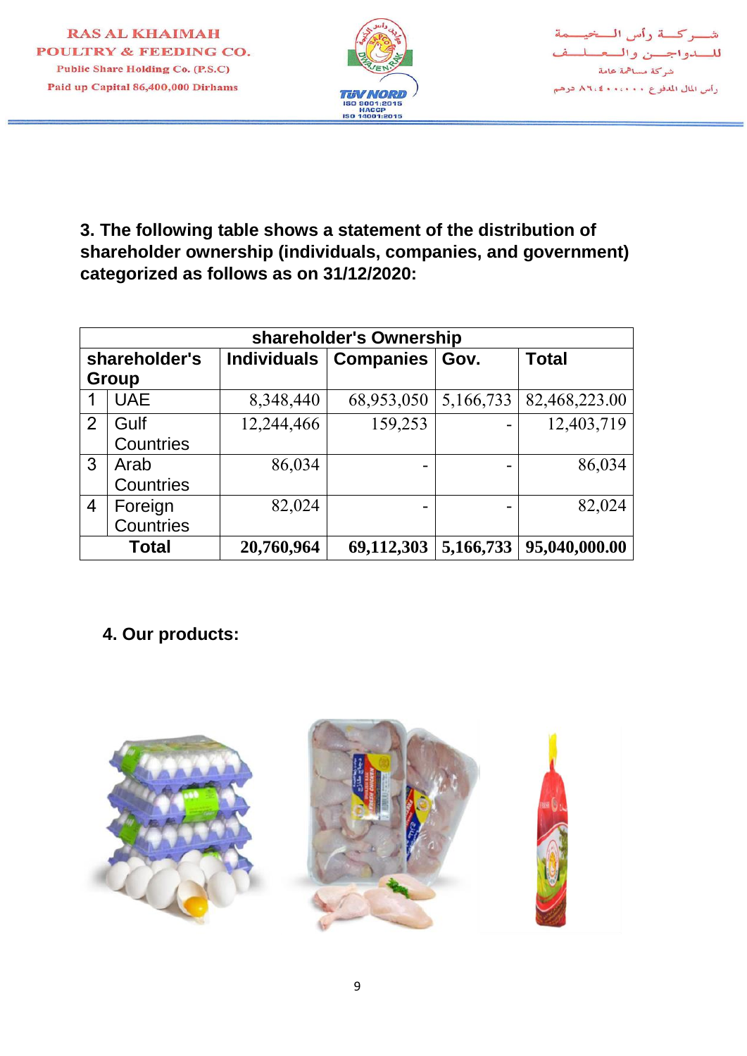**3. The following table shows a statement of the distribution of shareholder ownership (individuals, companies, and government) categorized as follows as on 31/12/2020:**

| shareholder's Ownership | | | | | |
|---|---|---|---|---|---|
| shareholder's Group | | Individuals | Companies | Gov. | Total |
| 1 | UAE | 8,348,440 | 68,953,050 | 5,166,733 | 82,468,223.00 |
| 2 | Gulf Countries | 12,244,466 | 159,253 | - | 12,403,719 |
| 3 | Arab Countries | 86,034 | - | - | 86,034 |
| 4 | Foreign Countries | 82,024 | - | - | 82,024 |
| **Total** | | **20,760,964** | **69,112,303** | **5,166,733** | **95,040,000.00** |

**4. Our products:**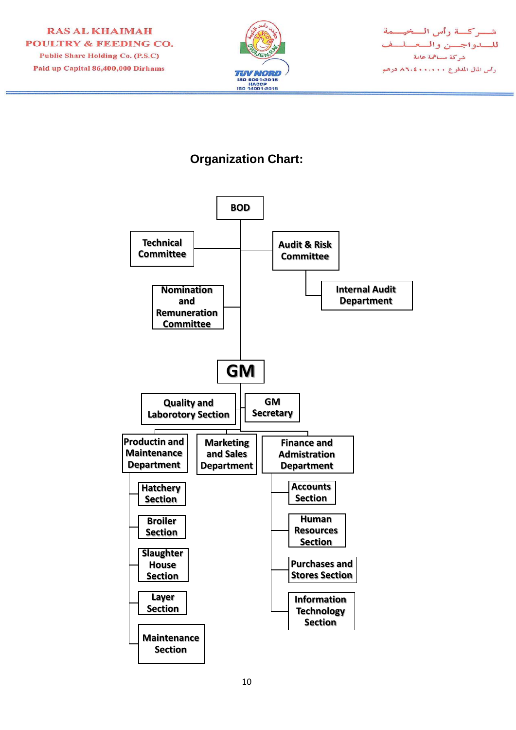## Organization Chart:

- **BOD**
  - Technical Committee
  - Audit & Risk Committee
    - Internal Audit Department
  - Nomination and Remuneration Committee
  - **GM**
    - Quality and Laborotory Section
    - GM Secretary
    - Productin and Maintenance Department
      - Hatchery Section
      - Broiler Section
      - Slaughter House Section
      - Layer Section
      - Maintenance Section
    - Marketing and Sales Department
    - Finance and Admistration Department
      - Accounts Section
      - Human Resources Section
      - Purchases and Stores Section
      - Information Technology Section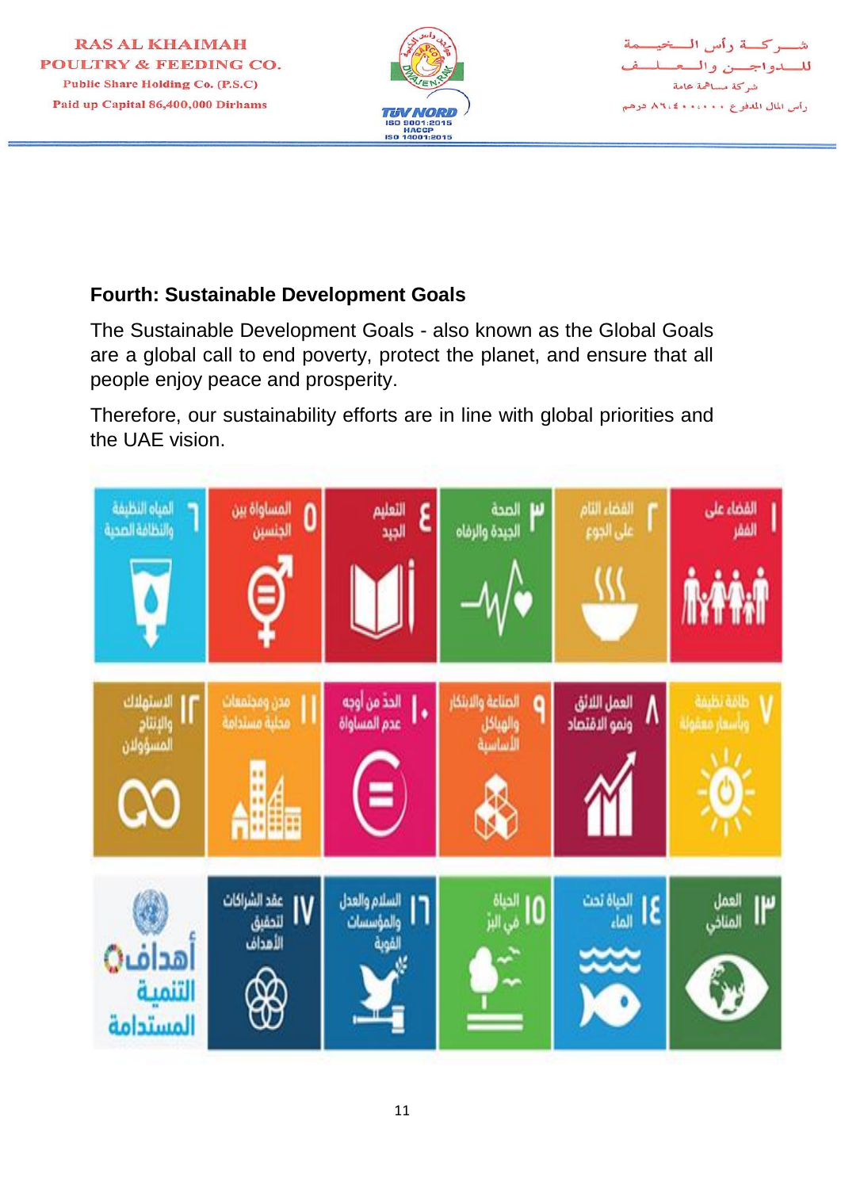**Fourth: Sustainable Development Goals**

The Sustainable Development Goals - also known as the Global Goals are a global call to end poverty, protect the planet, and ensure that all people enjoy peace and prosperity.

Therefore, our sustainability efforts are in line with global priorities and the UAE vision.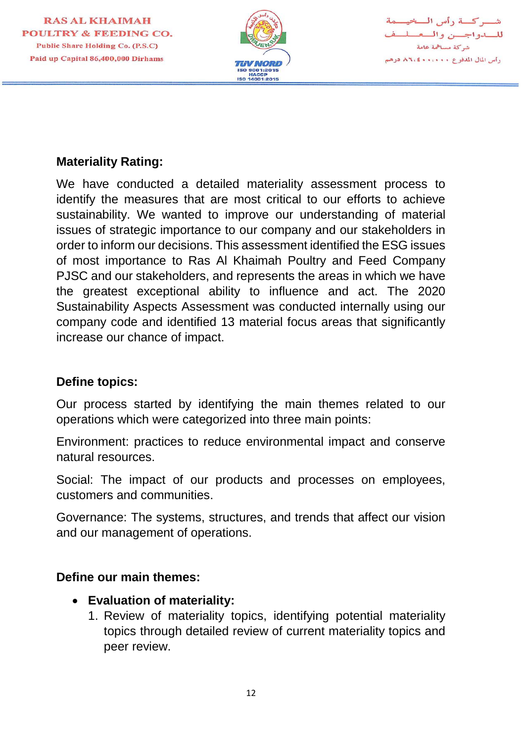**Materiality Rating:**

We have conducted a detailed materiality assessment process to identify the measures that are most critical to our efforts to achieve sustainability. We wanted to improve our understanding of material issues of strategic importance to our company and our stakeholders in order to inform our decisions. This assessment identified the ESG issues of most importance to Ras Al Khaimah Poultry and Feed Company PJSC and our stakeholders, and represents the areas in which we have the greatest exceptional ability to influence and act. The 2020 Sustainability Aspects Assessment was conducted internally using our company code and identified 13 material focus areas that significantly increase our chance of impact.

**Define topics:**

Our process started by identifying the main themes related to our operations which were categorized into three main points:

Environment: practices to reduce environmental impact and conserve natural resources.

Social: The impact of our products and processes on employees, customers and communities.

Governance: The systems, structures, and trends that affect our vision and our management of operations.

**Define our main themes:**

- **Evaluation of materiality:**
  1. Review of materiality topics, identifying potential materiality topics through detailed review of current materiality topics and peer review.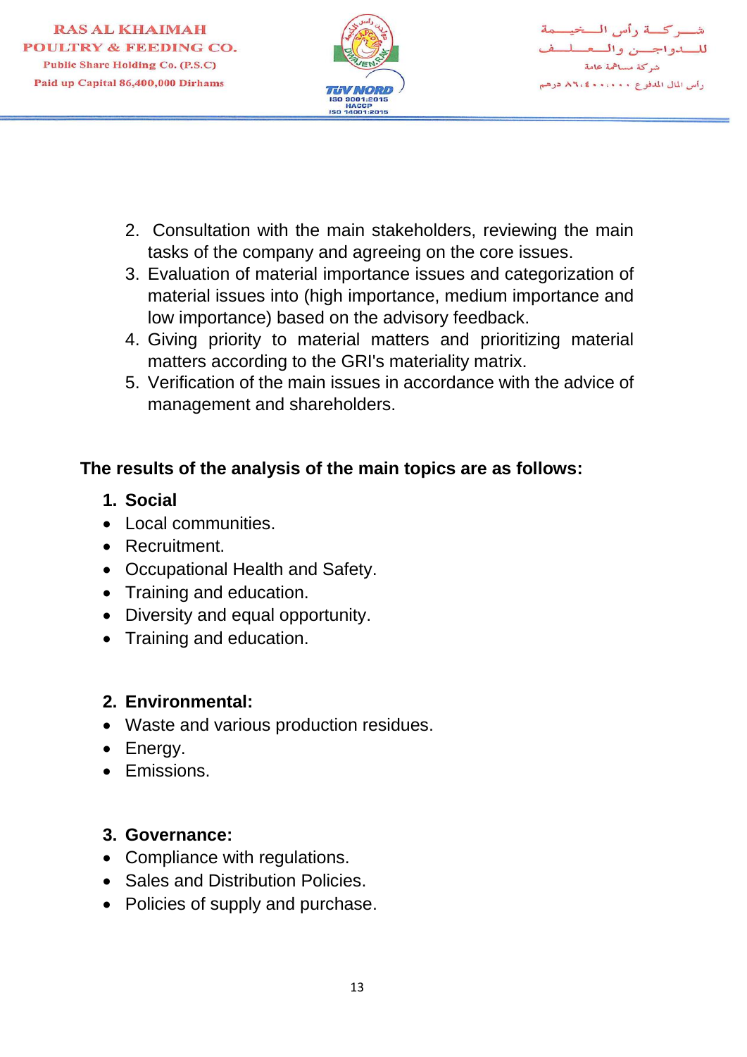2. Consultation with the main stakeholders, reviewing the main tasks of the company and agreeing on the core issues.
3. Evaluation of material importance issues and categorization of material issues into (high importance, medium importance and low importance) based on the advisory feedback.
4. Giving priority to material matters and prioritizing material matters according to the GRI's materiality matrix.
5. Verification of the main issues in accordance with the advice of management and shareholders.

**The results of the analysis of the main topics are as follows:**

**1. Social**

- Local communities.
- Recruitment.
- Occupational Health and Safety.
- Training and education.
- Diversity and equal opportunity.
- Training and education.

**2. Environmental:**

- Waste and various production residues.
- Energy.
- Emissions.

**3. Governance:**

- Compliance with regulations.
- Sales and Distribution Policies.
- Policies of supply and purchase.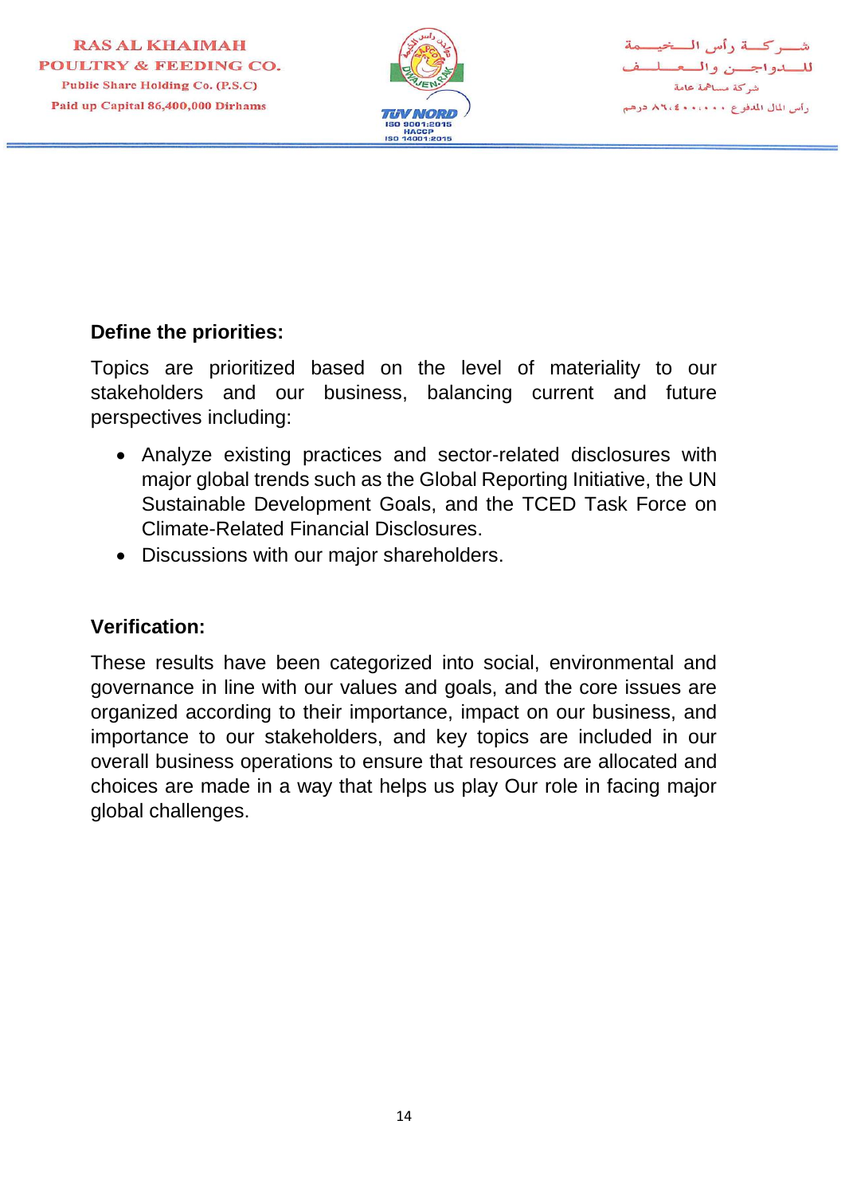**Define the priorities:**

Topics are prioritized based on the level of materiality to our stakeholders and our business, balancing current and future perspectives including:

- Analyze existing practices and sector-related disclosures with major global trends such as the Global Reporting Initiative, the UN Sustainable Development Goals, and the TCED Task Force on Climate-Related Financial Disclosures.
- Discussions with our major shareholders.

**Verification:**

These results have been categorized into social, environmental and governance in line with our values and goals, and the core issues are organized according to their importance, impact on our business, and importance to our stakeholders, and key topics are included in our overall business operations to ensure that resources are allocated and choices are made in a way that helps us play Our role in facing major global challenges.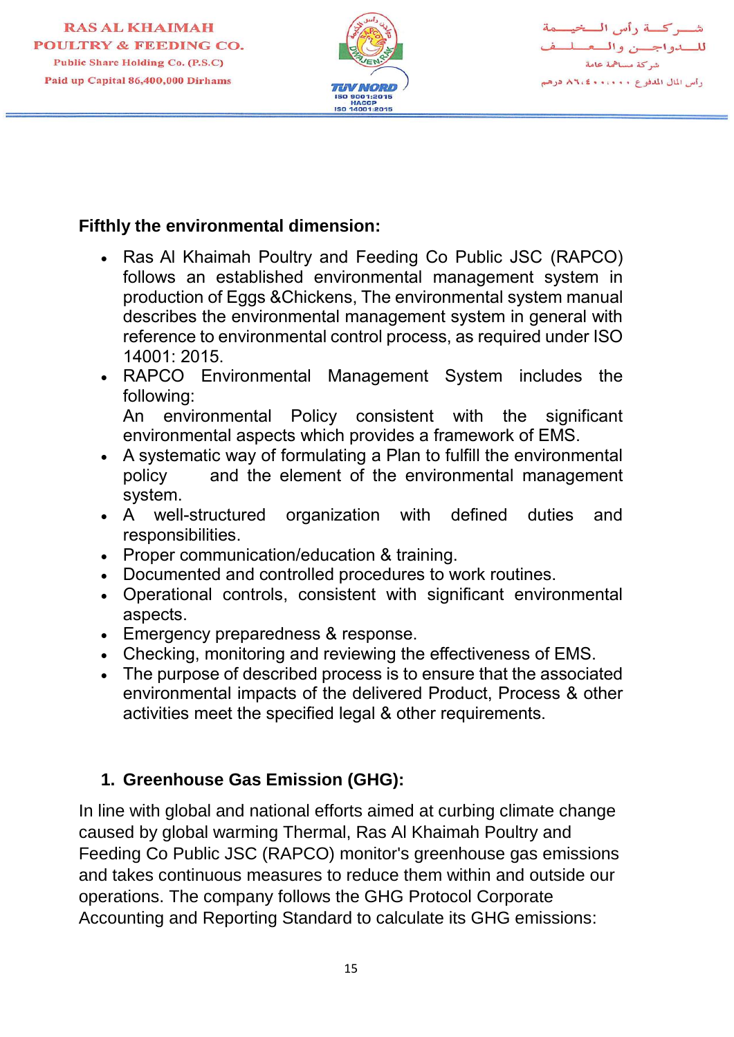**Fifthly the environmental dimension:**

- Ras Al Khaimah Poultry and Feeding Co Public JSC (RAPCO) follows an established environmental management system in production of Eggs &Chickens, The environmental system manual describes the environmental management system in general with reference to environmental control process, as required under ISO 14001: 2015.
- RAPCO Environmental Management System includes the following:
  An environmental Policy consistent with the significant environmental aspects which provides a framework of EMS.
- A systematic way of formulating a Plan to fulfill the environmental policy and the element of the environmental management system.
- A well-structured organization with defined duties and responsibilities.
- Proper communication/education & training.
- Documented and controlled procedures to work routines.
- Operational controls, consistent with significant environmental aspects.
- Emergency preparedness & response.
- Checking, monitoring and reviewing the effectiveness of EMS.
- The purpose of described process is to ensure that the associated environmental impacts of the delivered Product, Process & other activities meet the specified legal & other requirements.

1. **Greenhouse Gas Emission (GHG):**

In line with global and national efforts aimed at curbing climate change caused by global warming Thermal, Ras Al Khaimah Poultry and Feeding Co Public JSC (RAPCO) monitor's greenhouse gas emissions and takes continuous measures to reduce them within and outside our operations. The company follows the GHG Protocol Corporate Accounting and Reporting Standard to calculate its GHG emissions: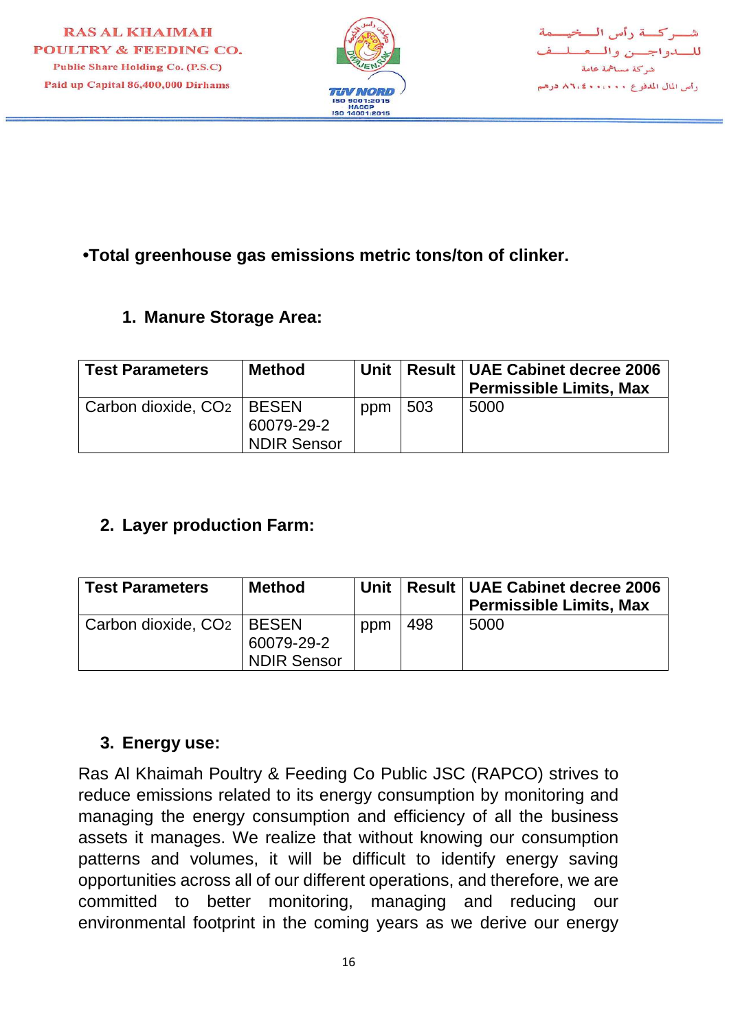- **Total greenhouse gas emissions metric tons/ton of clinker.**

1. **Manure Storage Area:**

| Test Parameters | Method | Unit | Result | UAE Cabinet decree 2006 Permissible Limits, Max |
|---|---|---|---|---|
| Carbon dioxide, $CO_2$ | BESEN 60079-29-2 NDIR Sensor | ppm | 503 | 5000 |

2. **Layer production Farm:**

| Test Parameters | Method | Unit | Result | UAE Cabinet decree 2006 Permissible Limits, Max |
|---|---|---|---|---|
| Carbon dioxide, $CO_2$ | BESEN 60079-29-2 NDIR Sensor | ppm | 498 | 5000 |

3. **Energy use:**

Ras Al Khaimah Poultry & Feeding Co Public JSC (RAPCO) strives to reduce emissions related to its energy consumption by monitoring and managing the energy consumption and efficiency of all the business assets it manages. We realize that without knowing our consumption patterns and volumes, it will be difficult to identify energy saving opportunities across all of our different operations, and therefore, we are committed to better monitoring, managing and reducing our environmental footprint in the coming years as we derive our energy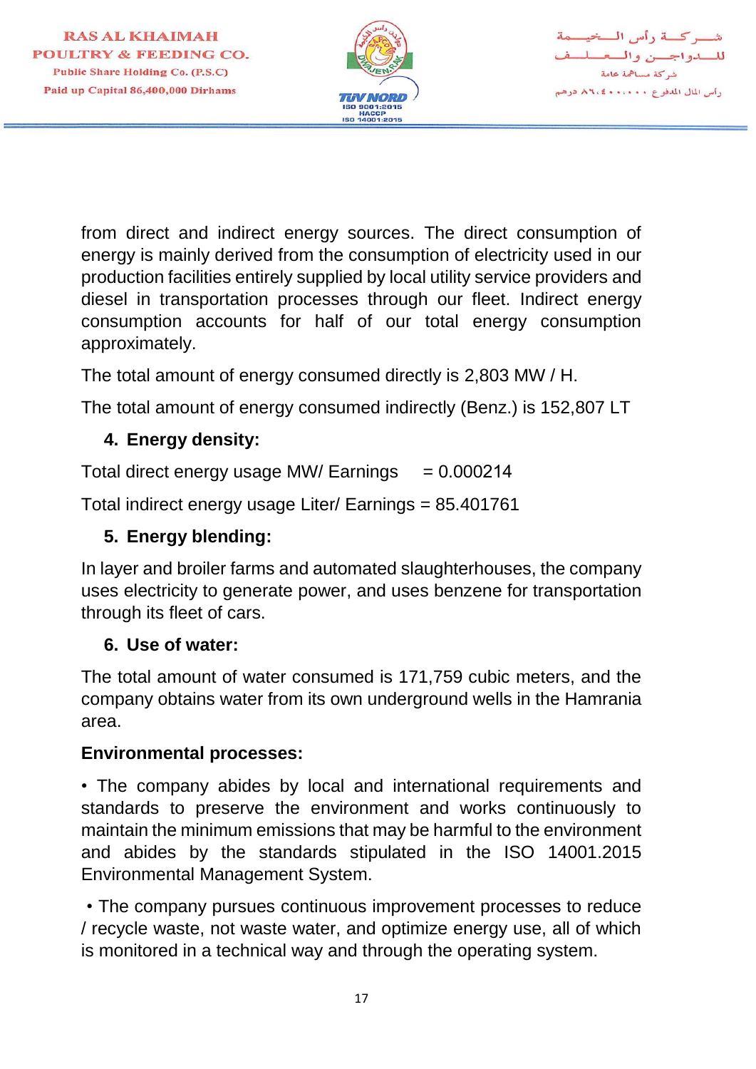from direct and indirect energy sources. The direct consumption of energy is mainly derived from the consumption of electricity used in our production facilities entirely supplied by local utility service providers and diesel in transportation processes through our fleet. Indirect energy consumption accounts for half of our total energy consumption approximately.

The total amount of energy consumed directly is 2,803 MW / H.

The total amount of energy consumed indirectly (Benz.) is 152,807 LT

4. **Energy density:**

Total direct energy usage MW/ Earnings = 0.000214

Total indirect energy usage Liter/ Earnings = 85.401761

5. **Energy blending:**

In layer and broiler farms and automated slaughterhouses, the company uses electricity to generate power, and uses benzene for transportation through its fleet of cars.

6. **Use of water:**

The total amount of water consumed is 171,759 cubic meters, and the company obtains water from its own underground wells in the Hamrania area.

**Environmental processes:**

• The company abides by local and international requirements and standards to preserve the environment and works continuously to maintain the minimum emissions that may be harmful to the environment and abides by the standards stipulated in the ISO 14001.2015 Environmental Management System.

• The company pursues continuous improvement processes to reduce / recycle waste, not waste water, and optimize energy use, all of which is monitored in a technical way and through the operating system.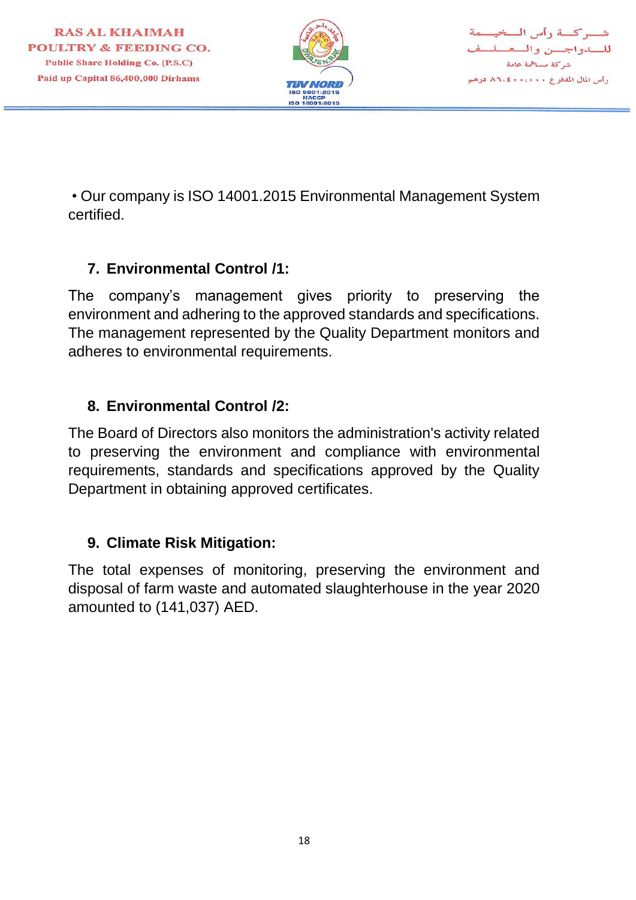- Our company is ISO 14001.2015 Environmental Management System certified.

## 7. Environmental Control /1:

The company's management gives priority to preserving the environment and adhering to the approved standards and specifications. The management represented by the Quality Department monitors and adheres to environmental requirements.

## 8. Environmental Control /2:

The Board of Directors also monitors the administration's activity related to preserving the environment and compliance with environmental requirements, standards and specifications approved by the Quality Department in obtaining approved certificates.

## 9. Climate Risk Mitigation:

The total expenses of monitoring, preserving the environment and disposal of farm waste and automated slaughterhouse in the year 2020 amounted to (141,037) AED.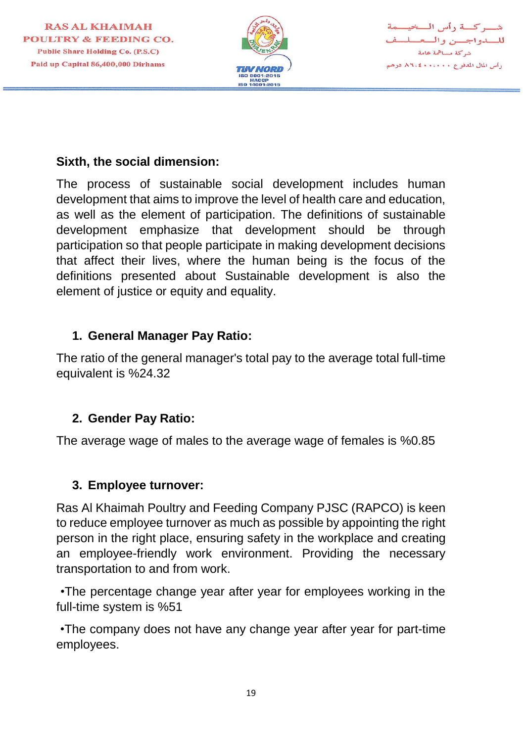**Sixth, the social dimension:**

The process of sustainable social development includes human development that aims to improve the level of health care and education, as well as the element of participation. The definitions of sustainable development emphasize that development should be through participation so that people participate in making development decisions that affect their lives, where the human being is the focus of the definitions presented about Sustainable development is also the element of justice or equity and equality.

1. **General Manager Pay Ratio:**

The ratio of the general manager's total pay to the average total full-time equivalent is %24.32

2. **Gender Pay Ratio:**

The average wage of males to the average wage of females is %0.85

3. **Employee turnover:**

Ras Al Khaimah Poultry and Feeding Company PJSC (RAPCO) is keen to reduce employee turnover as much as possible by appointing the right person in the right place, ensuring safety in the workplace and creating an employee-friendly work environment. Providing the necessary transportation to and from work.

•The percentage change year after year for employees working in the full-time system is %51

•The company does not have any change year after year for part-time employees.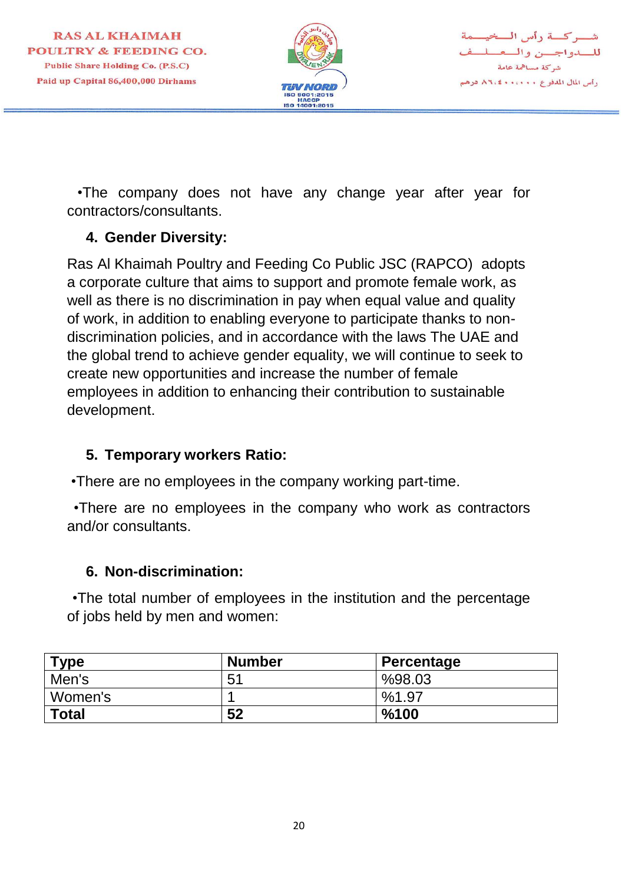•The company does not have any change year after year for contractors/consultants.

### 4. Gender Diversity:

Ras Al Khaimah Poultry and Feeding Co Public JSC (RAPCO) adopts a corporate culture that aims to support and promote female work, as well as there is no discrimination in pay when equal value and quality of work, in addition to enabling everyone to participate thanks to non-discrimination policies, and in accordance with the laws The UAE and the global trend to achieve gender equality, we will continue to seek to create new opportunities and increase the number of female employees in addition to enhancing their contribution to sustainable development.

### 5. Temporary workers Ratio:

•There are no employees in the company working part-time.

•There are no employees in the company who work as contractors and/or consultants.

### 6. Non-discrimination:

•The total number of employees in the institution and the percentage of jobs held by men and women:

| **Type** | **Number** | **Percentage** |
|---|---|---|
| Men's | 51 | %98.03 |
| Women's | 1 | %1.97 |
| **Total** | **52** | **%100** |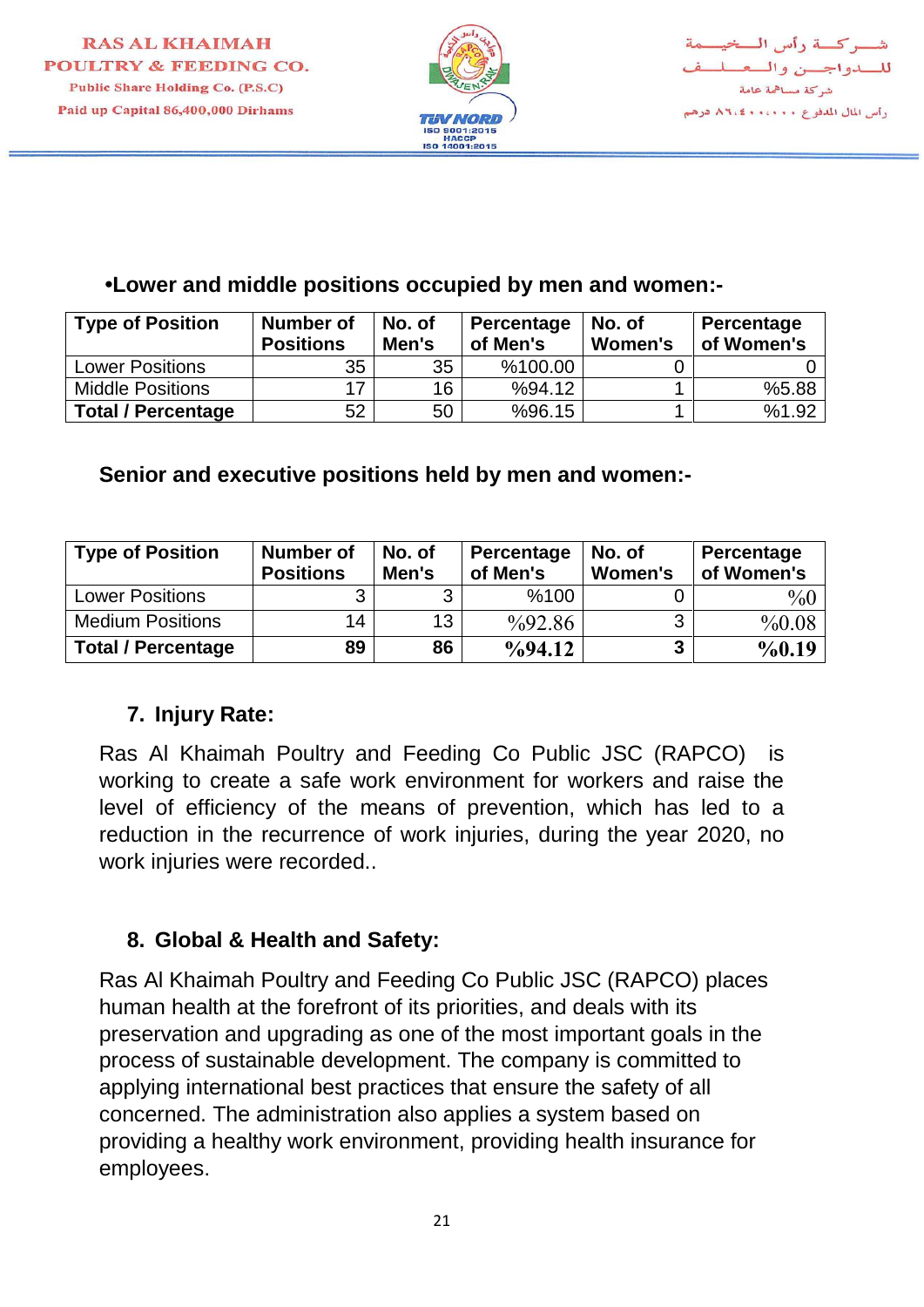•**Lower and middle positions occupied by men and women:-**

| Type of Position | Number of Positions | No. of Men's | Percentage of Men's | No. of Women's | Percentage of Women's |
|---|---|---|---|---|---|
| Lower Positions | 35 | 35 | %100.00 | 0 | 0 |
| Middle Positions | 17 | 16 | %94.12 | 1 | %5.88 |
| **Total / Percentage** | 52 | 50 | %96.15 | 1 | %1.92 |

**Senior and executive positions held by men and women:-**

| Type of Position | Number of Positions | No. of Men's | Percentage of Men's | No. of Women's | Percentage of Women's |
|---|---|---|---|---|---|
| Lower Positions | 3 | 3 | %100 | 0 | %0 |
| Medium Positions | 14 | 13 | %92.86 | 3 | %0.08 |
| **Total / Percentage** | **89** | **86** | **%94.12** | **3** | **%0.19** |

## 7. Injury Rate:

Ras Al Khaimah Poultry and Feeding Co Public JSC (RAPCO) is working to create a safe work environment for workers and raise the level of efficiency of the means of prevention, which has led to a reduction in the recurrence of work injuries, during the year 2020, no work injuries were recorded..

## 8. Global & Health and Safety:

Ras Al Khaimah Poultry and Feeding Co Public JSC (RAPCO) places human health at the forefront of its priorities, and deals with its preservation and upgrading as one of the most important goals in the process of sustainable development. The company is committed to applying international best practices that ensure the safety of all concerned. The administration also applies a system based on providing a healthy work environment, providing health insurance for employees.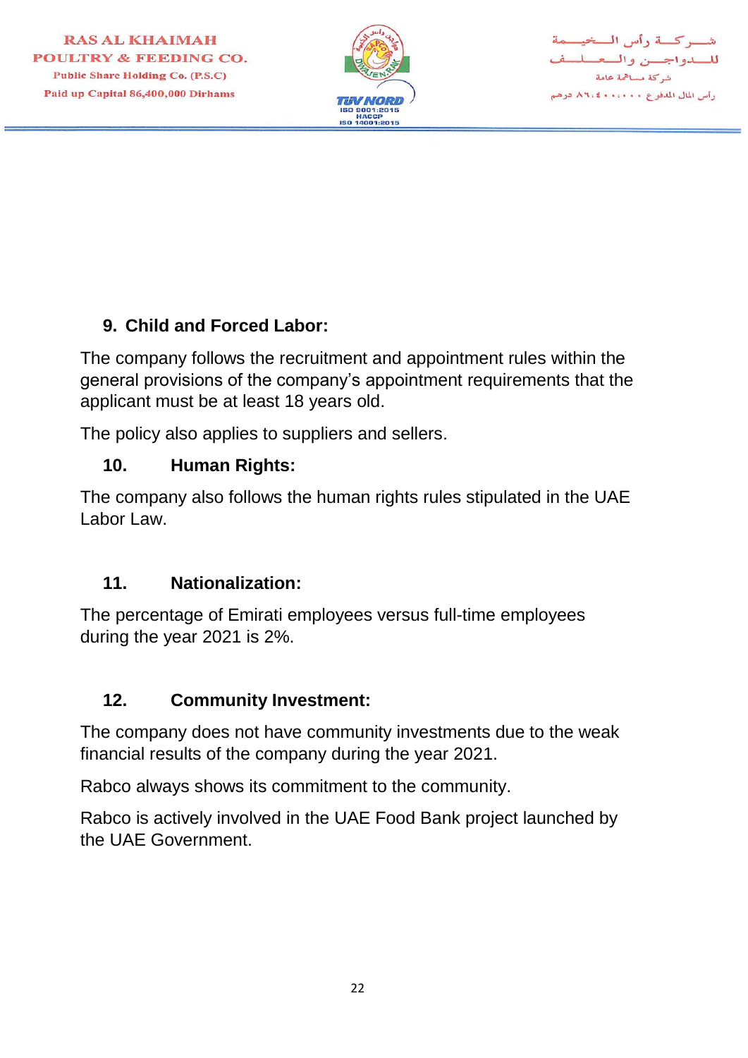## 9. Child and Forced Labor:

The company follows the recruitment and appointment rules within the general provisions of the company's appointment requirements that the applicant must be at least 18 years old.

The policy also applies to suppliers and sellers.

## 10. Human Rights:

The company also follows the human rights rules stipulated in the UAE Labor Law.

## 11. Nationalization:

The percentage of Emirati employees versus full-time employees during the year 2021 is 2%.

## 12. Community Investment:

The company does not have community investments due to the weak financial results of the company during the year 2021.

Rabco always shows its commitment to the community.

Rabco is actively involved in the UAE Food Bank project launched by the UAE Government.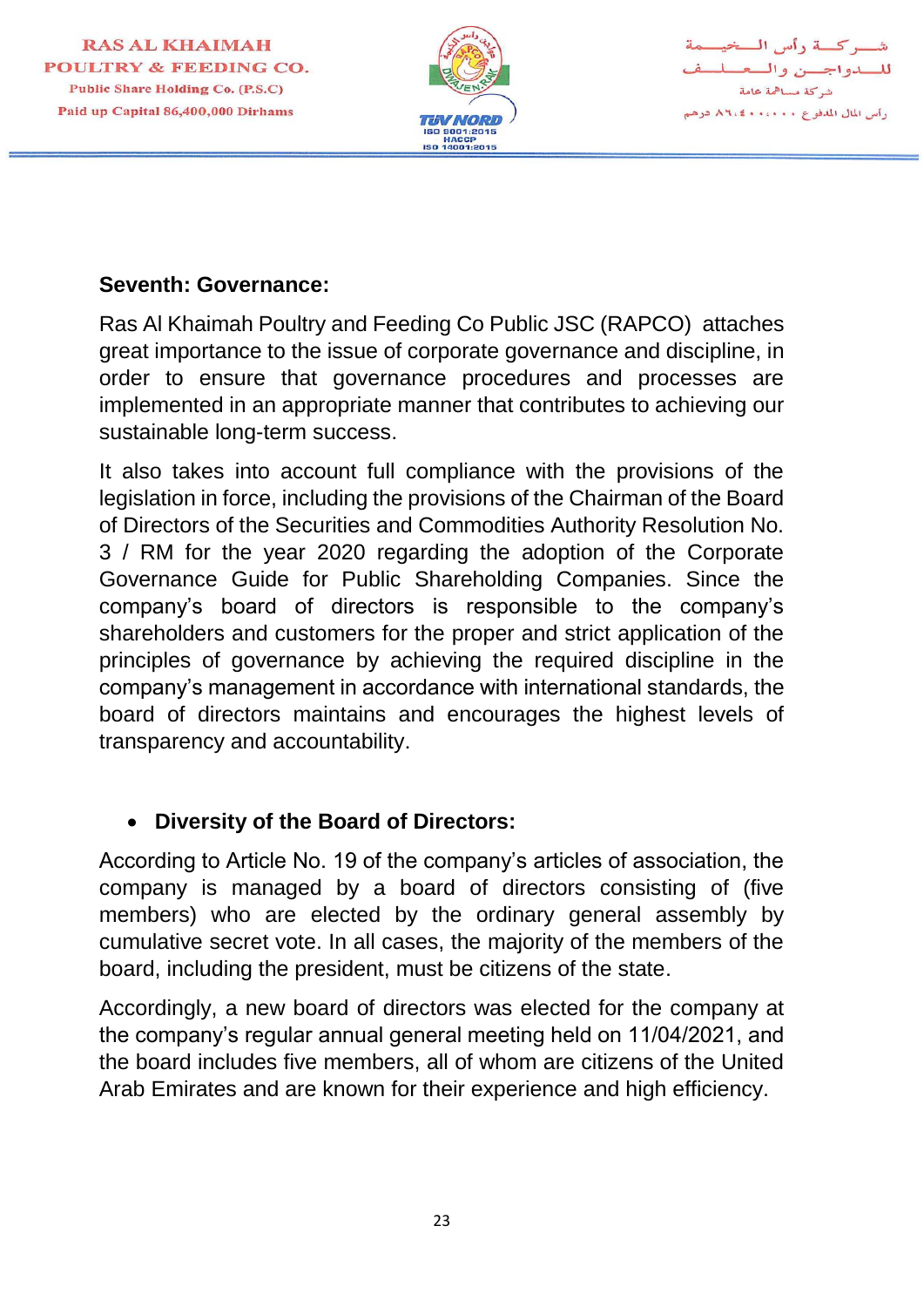**Seventh: Governance:**

Ras Al Khaimah Poultry and Feeding Co Public JSC (RAPCO) attaches great importance to the issue of corporate governance and discipline, in order to ensure that governance procedures and processes are implemented in an appropriate manner that contributes to achieving our sustainable long-term success.

It also takes into account full compliance with the provisions of the legislation in force, including the provisions of the Chairman of the Board of Directors of the Securities and Commodities Authority Resolution No. 3 / RM for the year 2020 regarding the adoption of the Corporate Governance Guide for Public Shareholding Companies. Since the company's board of directors is responsible to the company's shareholders and customers for the proper and strict application of the principles of governance by achieving the required discipline in the company's management in accordance with international standards, the board of directors maintains and encourages the highest levels of transparency and accountability.

- **Diversity of the Board of Directors:**

According to Article No. 19 of the company's articles of association, the company is managed by a board of directors consisting of (five members) who are elected by the ordinary general assembly by cumulative secret vote. In all cases, the majority of the members of the board, including the president, must be citizens of the state.

Accordingly, a new board of directors was elected for the company at the company's regular annual general meeting held on 11/04/2021, and the board includes five members, all of whom are citizens of the United Arab Emirates and are known for their experience and high efficiency.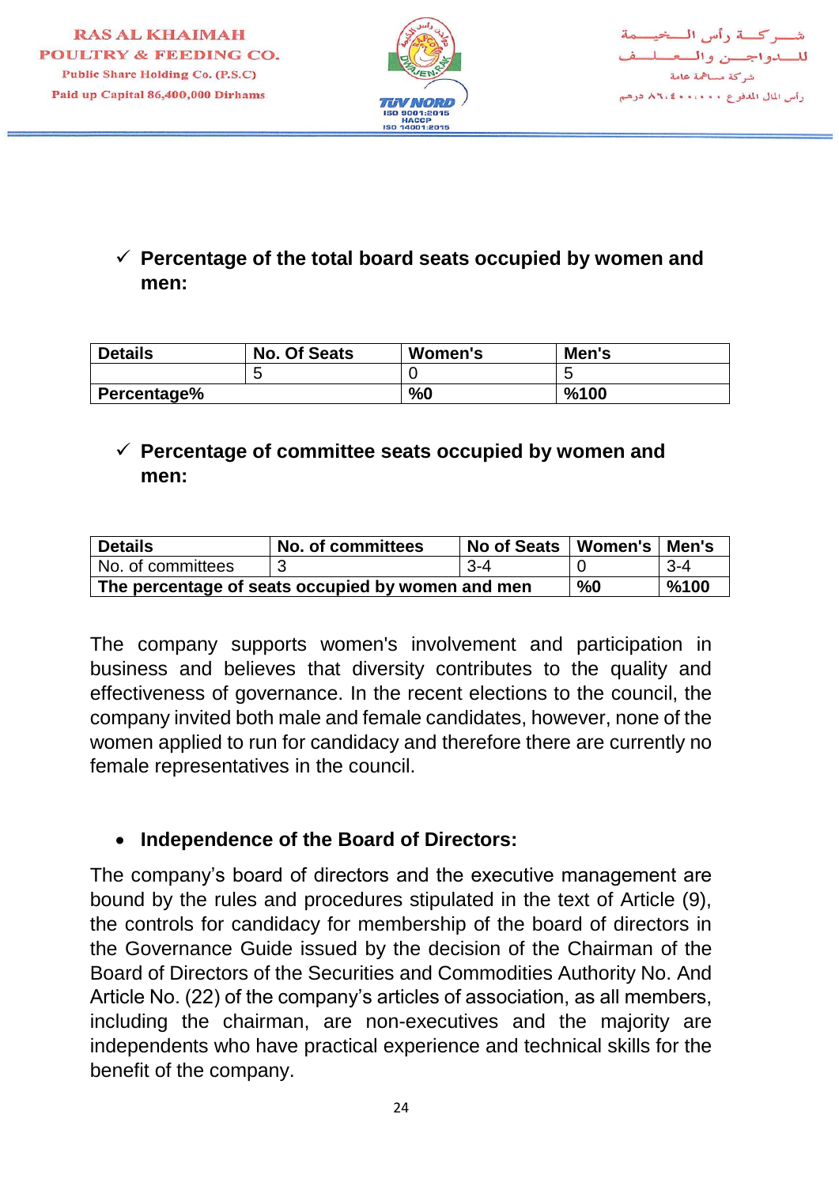- ✓ **Percentage of the total board seats occupied by women and men:**

| Details | No. Of Seats | Women's | Men's |
|---|---|---|---|
| | 5 | 0 | 5 |
| **Percentage%** | | **%0** | **%100** |

- ✓ **Percentage of committee seats occupied by women and men:**

| Details | No. of committees | No of Seats | Women's | Men's |
|---|---|---|---|---|
| No. of committees | 3 | 3-4 | 0 | 3-4 |
| **The percentage of seats occupied by women and men** | | | **%0** | **%100** |

The company supports women's involvement and participation in business and believes that diversity contributes to the quality and effectiveness of governance. In the recent elections to the council, the company invited both male and female candidates, however, none of the women applied to run for candidacy and therefore there are currently no female representatives in the council.

- **Independence of the Board of Directors:**

The company's board of directors and the executive management are bound by the rules and procedures stipulated in the text of Article (9), the controls for candidacy for membership of the board of directors in the Governance Guide issued by the decision of the Chairman of the Board of Directors of the Securities and Commodities Authority No. And Article No. (22) of the company's articles of association, as all members, including the chairman, are non-executives and the majority are independents who have practical experience and technical skills for the benefit of the company.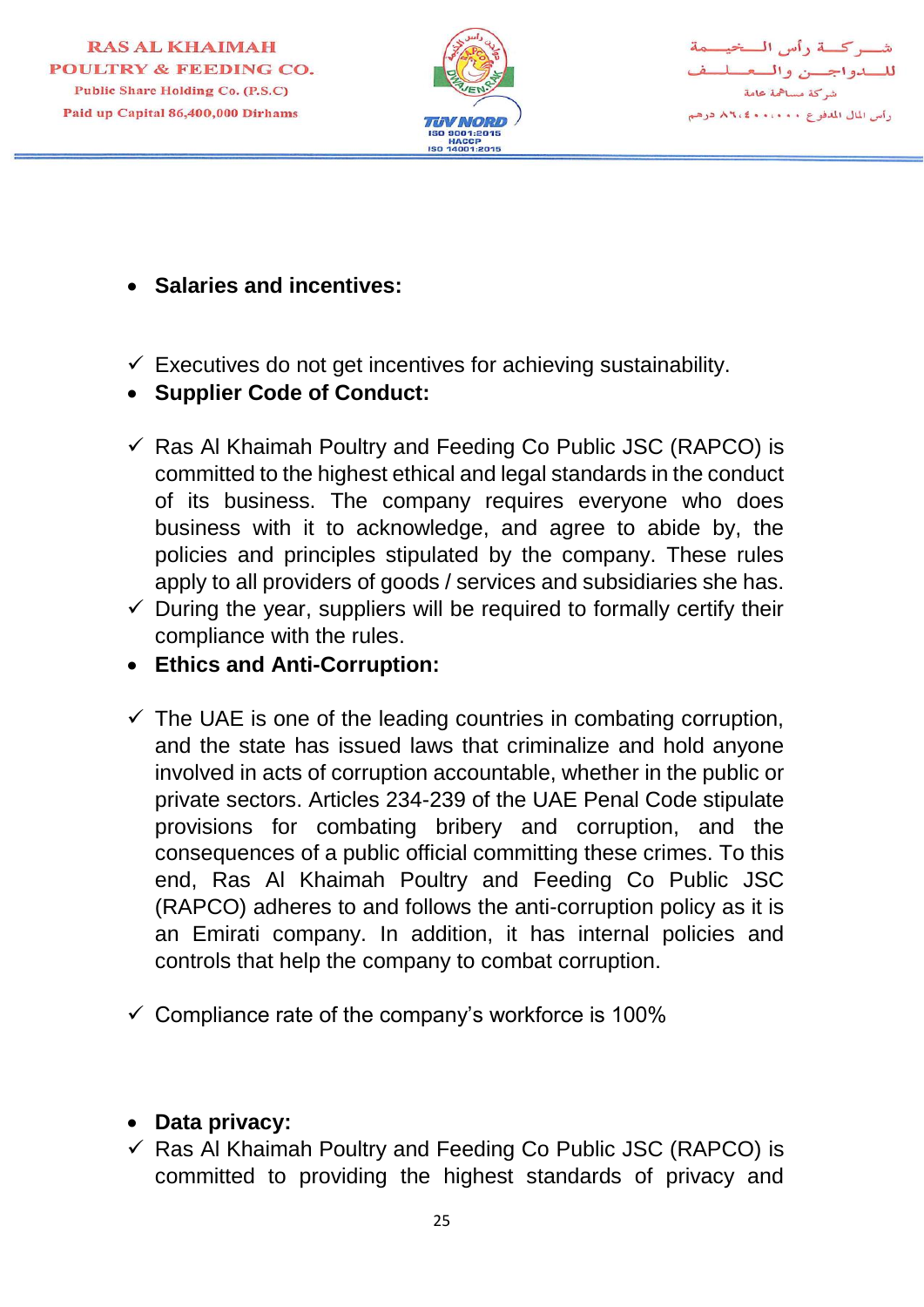- **Salaries and incentives:**

- ✓ Executives do not get incentives for achieving sustainability.

- **Supplier Code of Conduct:**

- ✓ Ras Al Khaimah Poultry and Feeding Co Public JSC (RAPCO) is committed to the highest ethical and legal standards in the conduct of its business. The company requires everyone who does business with it to acknowledge, and agree to abide by, the policies and principles stipulated by the company. These rules apply to all providers of goods / services and subsidiaries she has.
- ✓ During the year, suppliers will be required to formally certify their compliance with the rules.

- **Ethics and Anti-Corruption:**

- ✓ The UAE is one of the leading countries in combating corruption, and the state has issued laws that criminalize and hold anyone involved in acts of corruption accountable, whether in the public or private sectors. Articles 234-239 of the UAE Penal Code stipulate provisions for combating bribery and corruption, and the consequences of a public official committing these crimes. To this end, Ras Al Khaimah Poultry and Feeding Co Public JSC (RAPCO) adheres to and follows the anti-corruption policy as it is an Emirati company. In addition, it has internal policies and controls that help the company to combat corruption.

- ✓ Compliance rate of the company's workforce is 100%

- **Data privacy:**
- ✓ Ras Al Khaimah Poultry and Feeding Co Public JSC (RAPCO) is committed to providing the highest standards of privacy and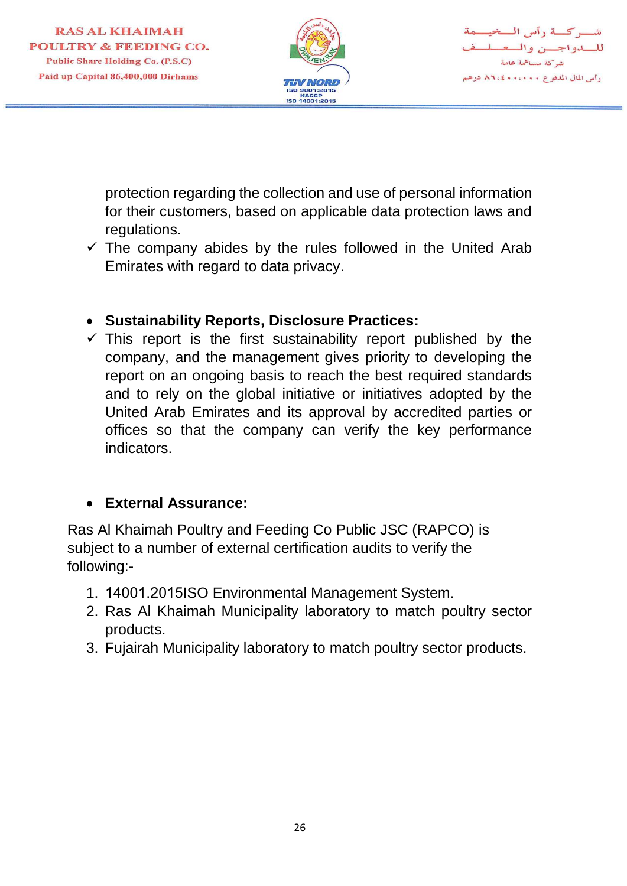protection regarding the collection and use of personal information for their customers, based on applicable data protection laws and regulations.

- ✓ The company abides by the rules followed in the United Arab Emirates with regard to data privacy.

- **Sustainability Reports, Disclosure Practices:**

- ✓ This report is the first sustainability report published by the company, and the management gives priority to developing the report on an ongoing basis to reach the best required standards and to rely on the global initiative or initiatives adopted by the United Arab Emirates and its approval by accredited parties or offices so that the company can verify the key performance indicators.

- **External Assurance:**

Ras Al Khaimah Poultry and Feeding Co Public JSC (RAPCO) is subject to a number of external certification audits to verify the following:-

1. 14001.2015ISO Environmental Management System.
2. Ras Al Khaimah Municipality laboratory to match poultry sector products.
3. Fujairah Municipality laboratory to match poultry sector products.